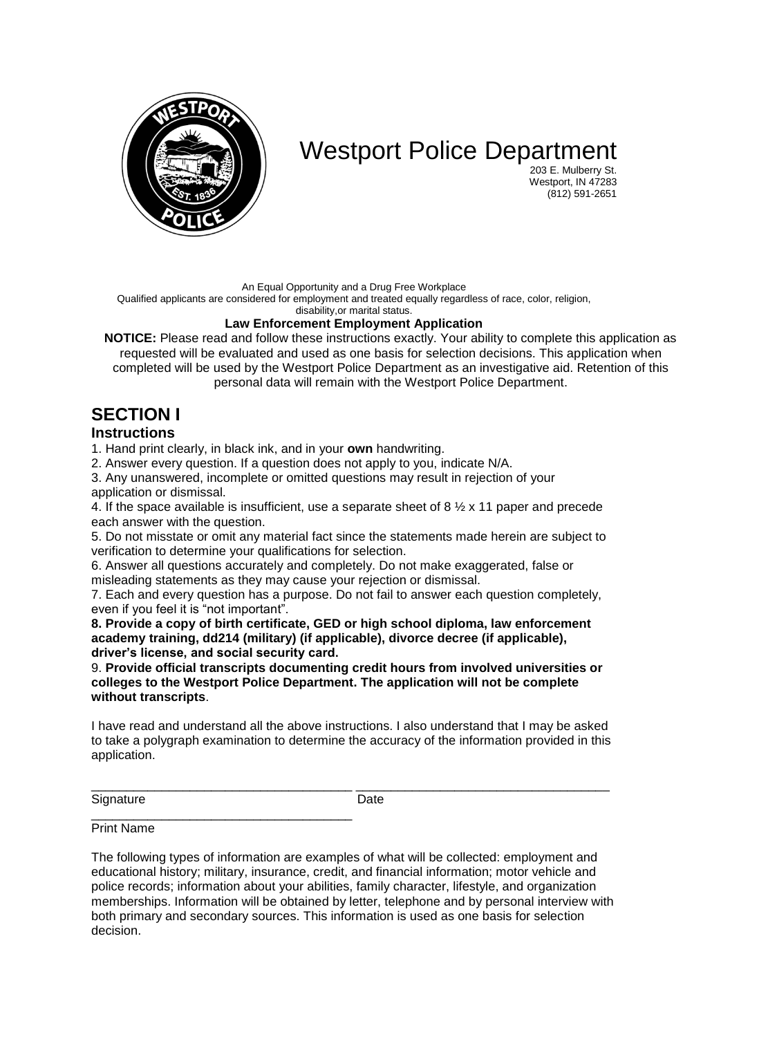# Westport Police Department

203 E. Mulberry St.
Westport, IN 47283
(812) 591-2651

An Equal Opportunity and a Drug Free Workplace
Qualified applicants are considered for employment and treated equally regardless of race, color, religion, disability,or marital status.

**Law Enforcement Employment Application**

**NOTICE:** Please read and follow these instructions exactly. Your ability to complete this application as requested will be evaluated and used as one basis for selection decisions. This application when completed will be used by the Westport Police Department as an investigative aid. Retention of this personal data will remain with the Westport Police Department.

## SECTION I

### Instructions

1. Hand print clearly, in black ink, and in your **own** handwriting.
2. Answer every question. If a question does not apply to you, indicate N/A.
3. Any unanswered, incomplete or omitted questions may result in rejection of your application or dismissal.
4. If the space available is insufficient, use a separate sheet of 8 ½ x 11 paper and precede each answer with the question.
5. Do not misstate or omit any material fact since the statements made herein are subject to verification to determine your qualifications for selection.
6. Answer all questions accurately and completely. Do not make exaggerated, false or misleading statements as they may cause your rejection or dismissal.
7. Each and every question has a purpose. Do not fail to answer each question completely, even if you feel it is "not important".
8. **Provide a copy of birth certificate, GED or high school diploma, law enforcement academy training, dd214 (military) (if applicable), divorce decree (if applicable), driver's license, and social security card.**
9. **Provide official transcripts documenting credit hours from involved universities or colleges to the Westport Police Department. The application will not be complete without transcripts**.

I have read and understand all the above instructions. I also understand that I may be asked to take a polygraph examination to determine the accuracy of the information provided in this application.

_____________________________________ _____________________________________
Signature Date

_____________________________________
Print Name

The following types of information are examples of what will be collected: employment and educational history; military, insurance, credit, and financial information; motor vehicle and police records; information about your abilities, family character, lifestyle, and organization memberships. Information will be obtained by letter, telephone and by personal interview with both primary and secondary sources. This information is used as one basis for selection decision.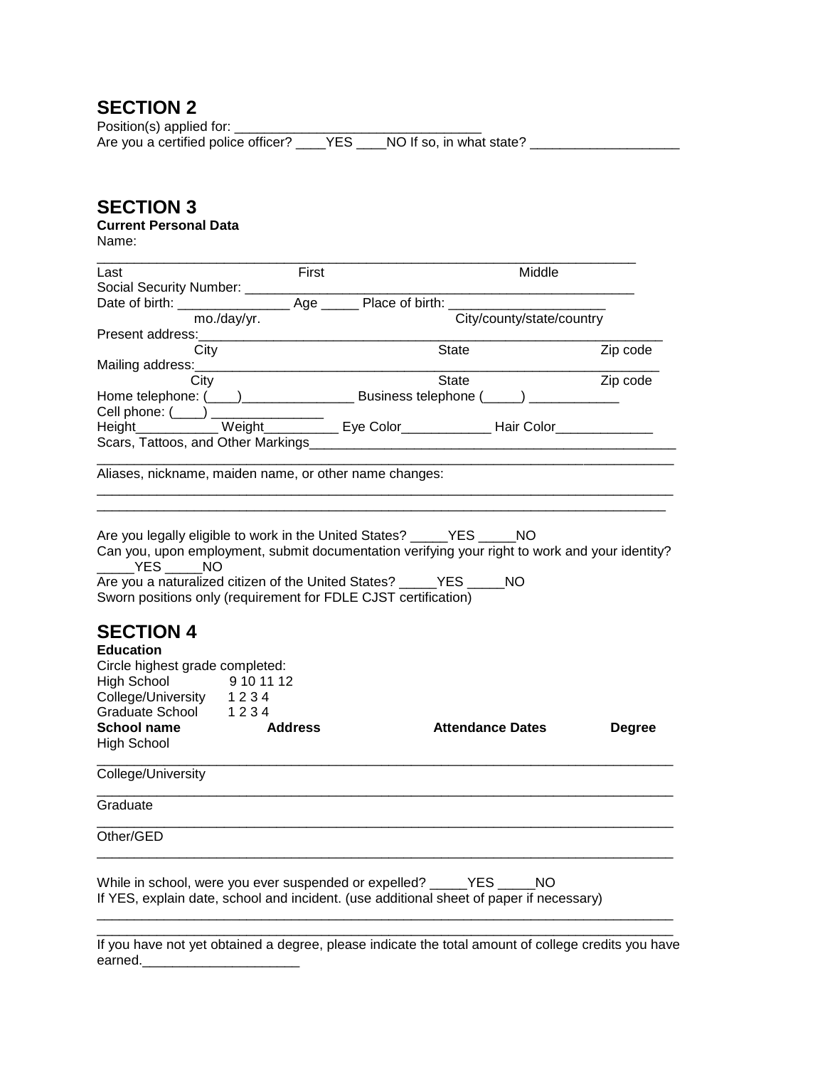## SECTION 2

Position(s) applied for: _________________________________

Are you a certified police officer? ____YES ____NO If so, in what state? ____________________

## SECTION 3

**Current Personal Data**

Name:

_________________________________________________________________________

Last First Middle

Social Security Number: ___________________________________________________

Date of birth: _______________ Age _____ Place of birth: ______________________

mo./day/yr. City/county/state/country

Present address:_________________________________________________________

City State Zip code

Mailing address:_________________________________________________________

City State Zip code

Home telephone: (____)_______________ Business telephone (_____) ____________

Cell phone: (____) _______________

Height___________ Weight__________ Eye Color____________ Hair Color_____________

Scars, Tattoos, and Other Markings___________________________________________________

_____________________________________________________________________________

Aliases, nickname, maiden name, or other name changes:

_____________________________________________________________________________

_____________________________________________________________________________

Are you legally eligible to work in the United States? _____YES _____NO

Can you, upon employment, submit documentation verifying your right to work and your identity? _____YES _____NO

Are you a naturalized citizen of the United States? _____YES _____NO

Sworn positions only (requirement for FDLE CJST certification)

## SECTION 4

**Education**

Circle highest grade completed:

High School 9 10 11 12

College/University 1 2 3 4

Graduate School 1 2 3 4

| **School name** | **Address** | **Attendance Dates** | **Degree** |
| --- | --- | --- | --- |
| High School | | | |
| College/University | | | |
| Graduate | | | |
| Other/GED | | | |

While in school, were you ever suspended or expelled? _____YES _____NO

If YES, explain date, school and incident. (use additional sheet of paper if necessary)

_____________________________________________________________________________

_____________________________________________________________________________

If you have not yet obtained a degree, please indicate the total amount of college credits you have earned._____________________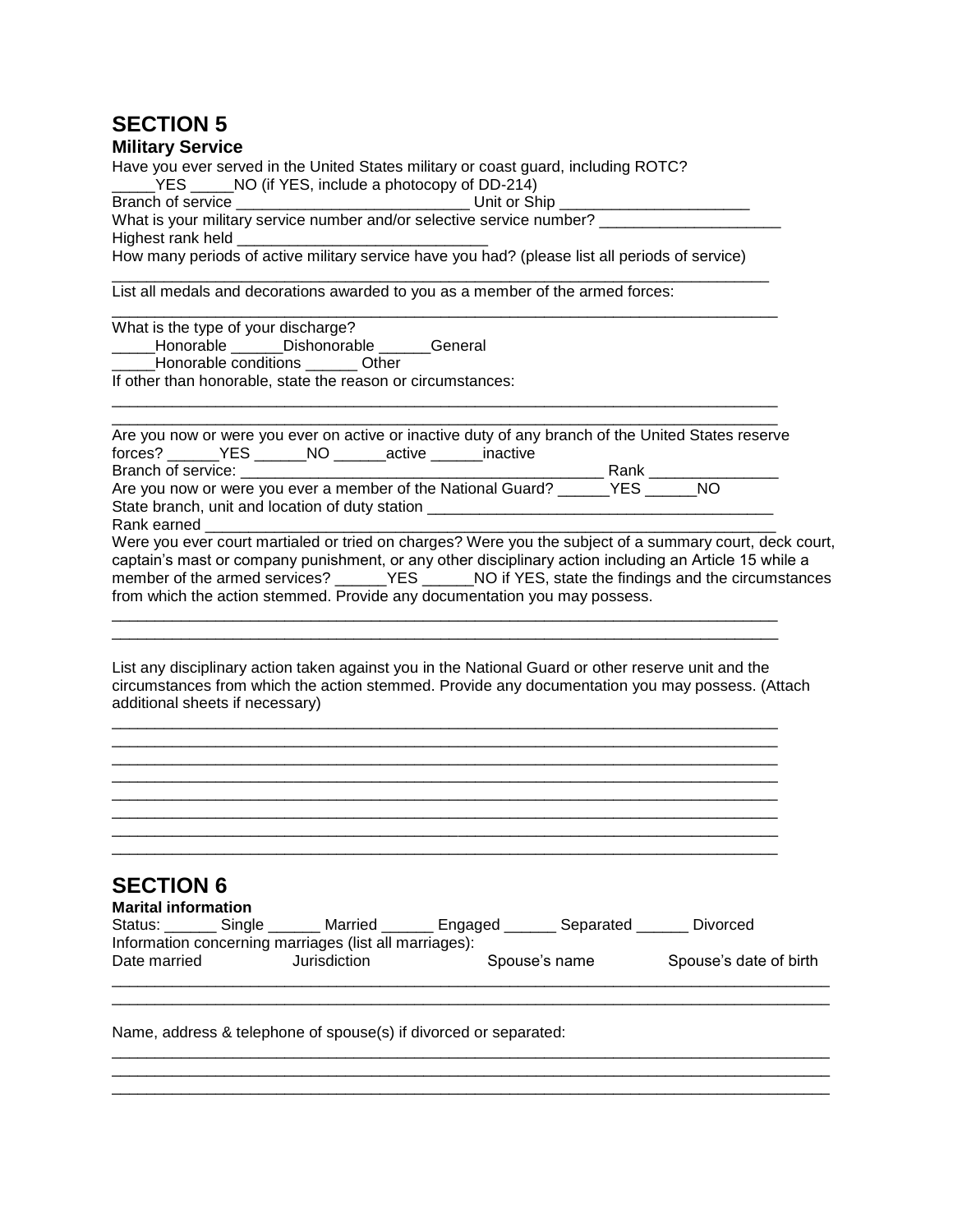# SECTION 5

**Military Service**

Have you ever served in the United States military or coast guard, including ROTC?
_____YES _____NO (if YES, include a photocopy of DD-214)
Branch of service ___________________________ Unit or Ship ______________________
What is your military service number and/or selective service number? _____________________
Highest rank held ______________________________
How many periods of active military service have you had? (please list all periods of service)
________________________________________________________________________________
List all medals and decorations awarded to you as a member of the armed forces:
________________________________________________________________________________
What is the type of your discharge?
_____Honorable ______Dishonorable ______General
_____Honorable conditions ______ Other
If other than honorable, state the reason or circumstances:
________________________________________________________________________________
________________________________________________________________________________
Are you now or were you ever on active or inactive duty of any branch of the United States reserve forces? ______YES ______NO ______active ______inactive
Branch of service: _____________________________________________ Rank _______________
Are you now or were you ever a member of the National Guard? ______YES ______NO
State branch, unit and location of duty station ________________________________________
Rank earned _____________________________________________________________________
Were you ever court martialed or tried on charges? Were you the subject of a summary court, deck court, captain's mast or company punishment, or any other disciplinary action including an Article 15 while a member of the armed services? ______YES ______NO if YES, state the findings and the circumstances from which the action stemmed. Provide any documentation you may possess.
________________________________________________________________________________
________________________________________________________________________________

List any disciplinary action taken against you in the National Guard or other reserve unit and the circumstances from which the action stemmed. Provide any documentation you may possess. (Attach additional sheets if necessary)
________________________________________________________________________________
________________________________________________________________________________
________________________________________________________________________________
________________________________________________________________________________
________________________________________________________________________________
________________________________________________________________________________
________________________________________________________________________________
________________________________________________________________________________

# SECTION 6

**Marital information**

Status: ______ Single ______ Married ______ Engaged ______ Separated ______ Divorced
Information concerning marriages (list all marriages):

| Date married | Jurisdiction | Spouse's name | Spouse's date of birth |
|---|---|---|---|
| | | | |
| | | | |

Name, address & telephone of spouse(s) if divorced or separated:
________________________________________________________________________________
________________________________________________________________________________
________________________________________________________________________________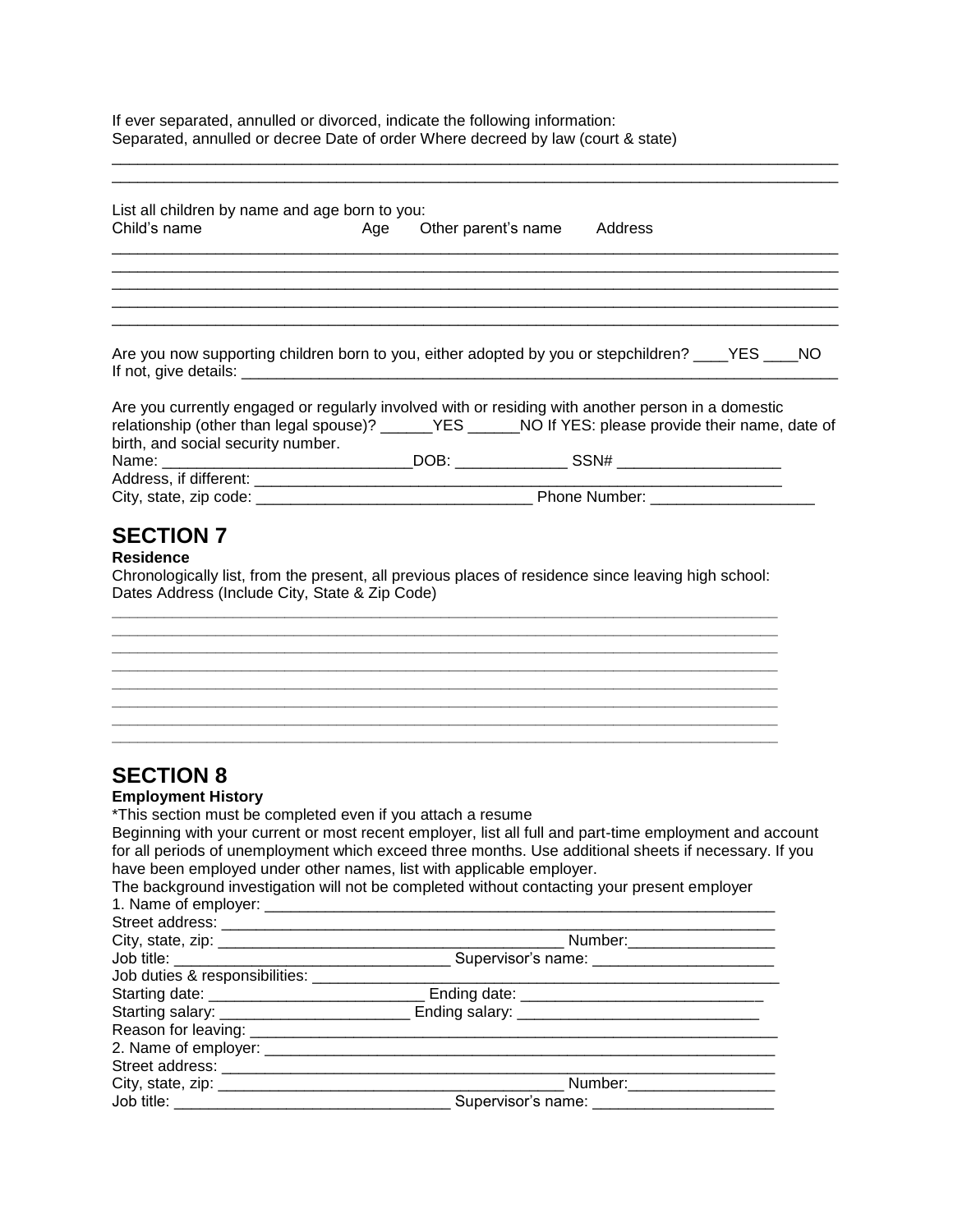If ever separated, annulled or divorced, indicate the following information:
Separated, annulled or decree Date of order Where decreed by law (court & state)

_______________________________________________________________________________________
_______________________________________________________________________________________

List all children by name and age born to you:
Child's name Age Other parent's name Address

_______________________________________________________________________________________
_______________________________________________________________________________________
_______________________________________________________________________________________
_______________________________________________________________________________________
_______________________________________________________________________________________

Are you now supporting children born to you, either adopted by you or stepchildren? ____YES ____NO
If not, give details: _________________________________________________________________________

Are you currently engaged or regularly involved with or residing with another person in a domestic relationship (other than legal spouse)? ______YES ______NO If YES: please provide their name, date of birth, and social security number.
Name: ____________________________DOB: _____________ SSN# ___________________
Address, if different: _______________________________________________________________
City, state, zip code: ________________________________ Phone Number: ___________________

## SECTION 7

**Residence**

Chronologically list, from the present, all previous places of residence since leaving high school:
Dates Address (Include City, State & Zip Code)

_______________________________________________________________________________
_______________________________________________________________________________
_______________________________________________________________________________
_______________________________________________________________________________
_______________________________________________________________________________
_______________________________________________________________________________
_______________________________________________________________________________
_______________________________________________________________________________

## SECTION 8

**Employment History**

*This section must be completed even if you attach a resume

Beginning with your current or most recent employer, list all full and part-time employment and account for all periods of unemployment which exceed three months. Use additional sheets if necessary. If you have been employed under other names, list with applicable employer.

The background investigation will not be completed without contacting your present employer

1. Name of employer: _______________________________________________________________
Street address: ____________________________________________________________________
City, state, zip: _______________________________________ Number:_________________
Job title: _______________________________ Supervisor's name: _____________________
Job duties & responsibilities: ____________________________________________________
Starting date: ________________________ Ending date: ___________________________
Starting salary: ______________________ Ending salary: ____________________________
Reason for leaving: ______________________________________________________________
2. Name of employer: _______________________________________________________________
Street address: ____________________________________________________________________
City, state, zip: _______________________________________ Number:_________________
Job title: _______________________________ Supervisor's name: _____________________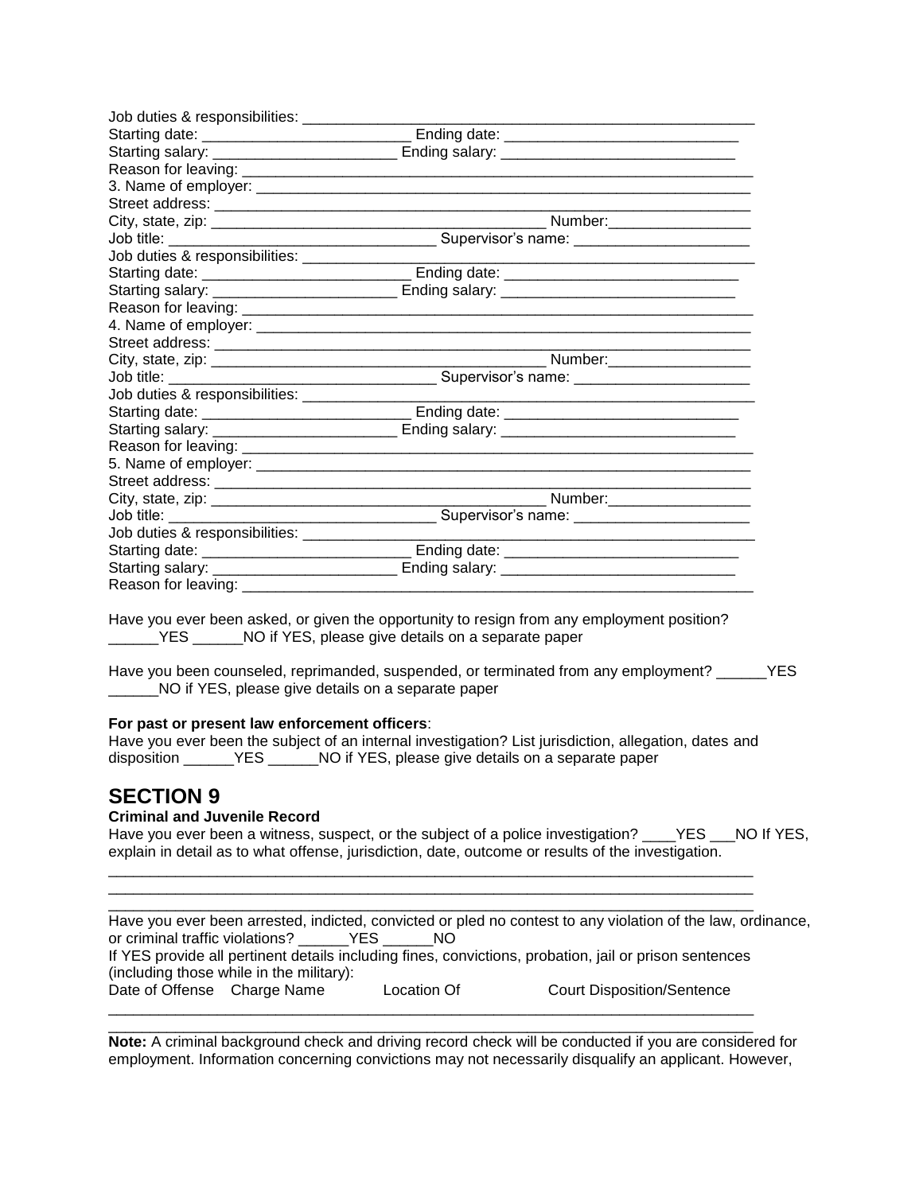Job duties & responsibilities: ___________________________________________________________
Starting date: _________________________ Ending date: ____________________________
Starting salary: ______________________ Ending salary: ____________________________
Reason for leaving: _________________________________________________________________
3. Name of employer: ________________________________________________________________
Street address: _____________________________________________________________________
City, state, zip: __________________________________________ Number:_________________
Job title: ________________________________ Supervisor's name: _____________________
Job duties & responsibilities: ___________________________________________________________
Starting date: _________________________ Ending date: ____________________________
Starting salary: ______________________ Ending salary: ____________________________
Reason for leaving: _________________________________________________________________
4. Name of employer: ________________________________________________________________
Street address: _____________________________________________________________________
City, state, zip: __________________________________________ Number:_________________
Job title: ________________________________ Supervisor's name: _____________________
Job duties & responsibilities: ___________________________________________________________
Starting date: _________________________ Ending date: ____________________________
Starting salary: ______________________ Ending salary: ____________________________
Reason for leaving: _________________________________________________________________
5. Name of employer: ________________________________________________________________
Street address: _____________________________________________________________________
City, state, zip: __________________________________________ Number:_________________
Job title: ________________________________ Supervisor's name: _____________________
Job duties & responsibilities: ___________________________________________________________
Starting date: _________________________ Ending date: ____________________________
Starting salary: ______________________ Ending salary: ____________________________
Reason for leaving: _________________________________________________________________

Have you ever been asked, or given the opportunity to resign from any employment position? ______YES ______NO if YES, please give details on a separate paper

Have you been counseled, reprimanded, suspended, or terminated from any employment? ______YES ______NO if YES, please give details on a separate paper

**For past or present law enforcement officers**:
Have you ever been the subject of an internal investigation? List jurisdiction, allegation, dates and disposition ______YES ______NO if YES, please give details on a separate paper

# SECTION 9

**Criminal and Juvenile Record**
Have you ever been a witness, suspect, or the subject of a police investigation? ____YES ___NO If YES, explain in detail as to what offense, jurisdiction, date, outcome or results of the investigation.
_________________________________________________________________________________
_________________________________________________________________________________
_________________________________________________________________________________
Have you ever been arrested, indicted, convicted or pled no contest to any violation of the law, ordinance, or criminal traffic violations? ______YES ______NO
If YES provide all pertinent details including fines, convictions, probation, jail or prison sentences (including those while in the military):
Date of Offense Charge Name Location Of Court Disposition/Sentence
_________________________________________________________________________________
_________________________________________________________________________________
**Note:** A criminal background check and driving record check will be conducted if you are considered for employment. Information concerning convictions may not necessarily disqualify an applicant. However,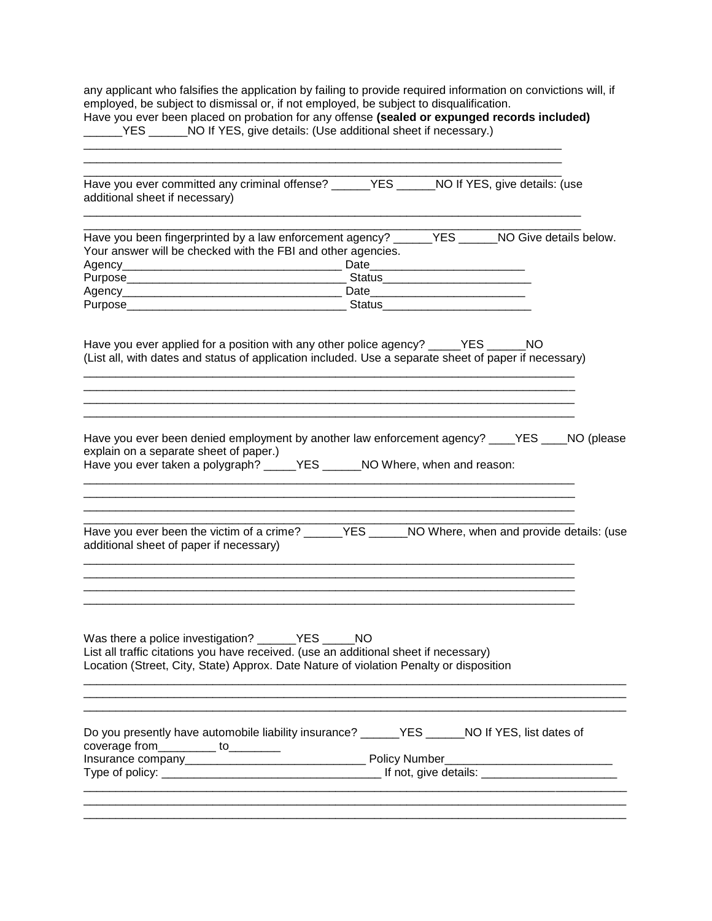any applicant who falsifies the application by failing to provide required information on convictions will, if employed, be subject to dismissal or, if not employed, be subject to disqualification.

Have you ever been placed on probation for any offense **(sealed or expunged records included)**
______YES ______NO If YES, give details: (Use additional sheet if necessary.)

______________________________________________________________________________
______________________________________________________________________________
______________________________________________________________________________

Have you ever committed any criminal offense? ______YES ______NO If YES, give details: (use additional sheet if necessary)

______________________________________________________________________________
______________________________________________________________________________

Have you been fingerprinted by a law enforcement agency? ______YES ______NO Give details below. Your answer will be checked with the FBI and other agencies.

Agency___________________________________ Date_______________________
Purpose__________________________________ Status______________________
Agency___________________________________ Date_______________________
Purpose__________________________________ Status______________________

Have you ever applied for a position with any other police agency? _____YES ______NO
(List all, with dates and status of application included. Use a separate sheet of paper if necessary)

______________________________________________________________________________
______________________________________________________________________________
______________________________________________________________________________
______________________________________________________________________________

Have you ever been denied employment by another law enforcement agency? ____YES ____NO (please explain on a separate sheet of paper.)

Have you ever taken a polygraph? _____YES ______NO Where, when and reason:

______________________________________________________________________________
______________________________________________________________________________
______________________________________________________________________________
______________________________________________________________________________

Have you ever been the victim of a crime? ______YES ______NO Where, when and provide details: (use additional sheet of paper if necessary)

______________________________________________________________________________
______________________________________________________________________________
______________________________________________________________________________
______________________________________________________________________________

Was there a police investigation? ______YES _____NO

List all traffic citations you have received. (use an additional sheet if necessary)

Location (Street, City, State) Approx. Date Nature of violation Penalty or disposition

______________________________________________________________________________
______________________________________________________________________________
______________________________________________________________________________

Do you presently have automobile liability insurance? ______YES ______NO If YES, list dates of coverage from_________ to________

Insurance company____________________________ Policy Number__________________________

Type of policy: _________________________________ If not, give details: _____________________

______________________________________________________________________________
______________________________________________________________________________
______________________________________________________________________________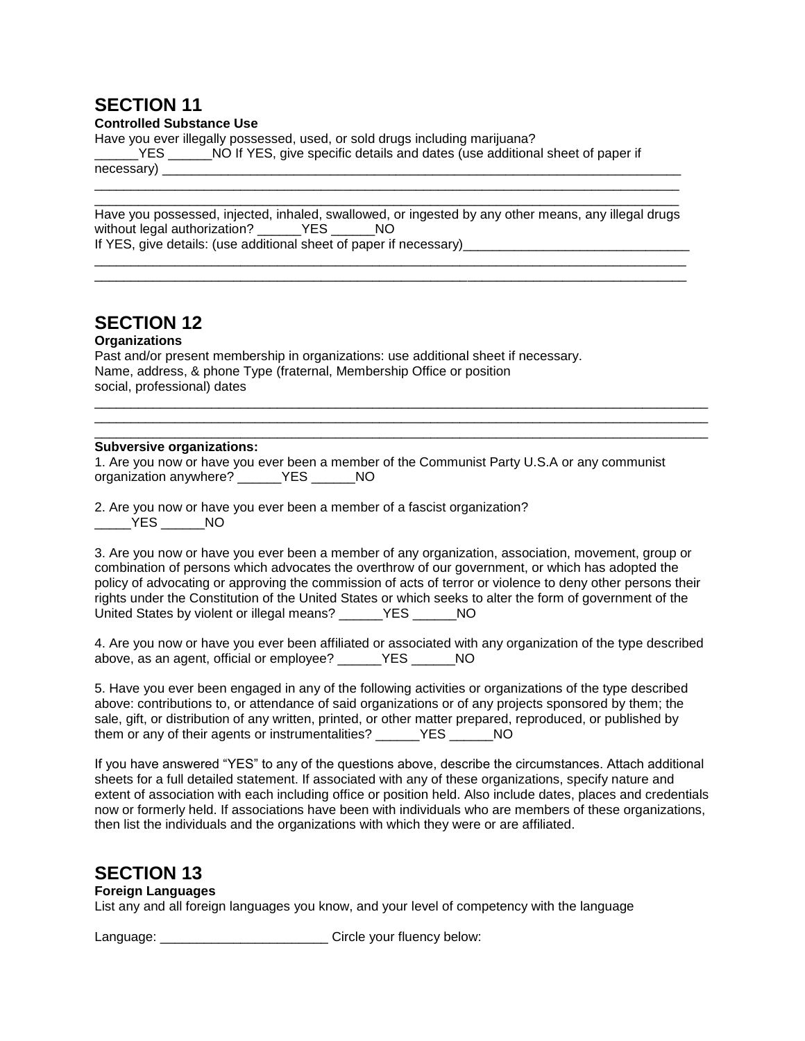## SECTION 11

**Controlled Substance Use**

Have you ever illegally possessed, used, or sold drugs including marijuana?
______YES ______NO If YES, give specific details and dates (use additional sheet of paper if necessary) ___________________________________________________________________________
_________________________________________________________________________________
_________________________________________________________________________________

Have you possessed, injected, inhaled, swallowed, or ingested by any other means, any illegal drugs without legal authorization? ______YES ______NO
If YES, give details: (use additional sheet of paper if necessary)_______________________________
_________________________________________________________________________________
_________________________________________________________________________________

## SECTION 12

**Organizations**

Past and/or present membership in organizations: use additional sheet if necessary.
Name, address, & phone Type (fraternal, Membership Office or position
social, professional) dates

_________________________________________________________________________________
_________________________________________________________________________________
_________________________________________________________________________________

**Subversive organizations:**

1. Are you now or have you ever been a member of the Communist Party U.S.A or any communist organization anywhere? ______YES ______NO

2. Are you now or have you ever been a member of a fascist organization?
_____YES ______NO

3. Are you now or have you ever been a member of any organization, association, movement, group or combination of persons which advocates the overthrow of our government, or which has adopted the policy of advocating or approving the commission of acts of terror or violence to deny other persons their rights under the Constitution of the United States or which seeks to alter the form of government of the United States by violent or illegal means? ______YES ______NO

4. Are you now or have you ever been affiliated or associated with any organization of the type described above, as an agent, official or employee? ______YES ______NO

5. Have you ever been engaged in any of the following activities or organizations of the type described above: contributions to, or attendance of said organizations or of any projects sponsored by them; the sale, gift, or distribution of any written, printed, or other matter prepared, reproduced, or published by them or any of their agents or instrumentalities? ______YES ______NO

If you have answered "YES" to any of the questions above, describe the circumstances. Attach additional sheets for a full detailed statement. If associated with any of these organizations, specify nature and extent of association with each including office or position held. Also include dates, places and credentials now or formerly held. If associations have been with individuals who are members of these organizations, then list the individuals and the organizations with which they were or are affiliated.

## SECTION 13

**Foreign Languages**

List any and all foreign languages you know, and your level of competency with the language

Language: _______________________ Circle your fluency below: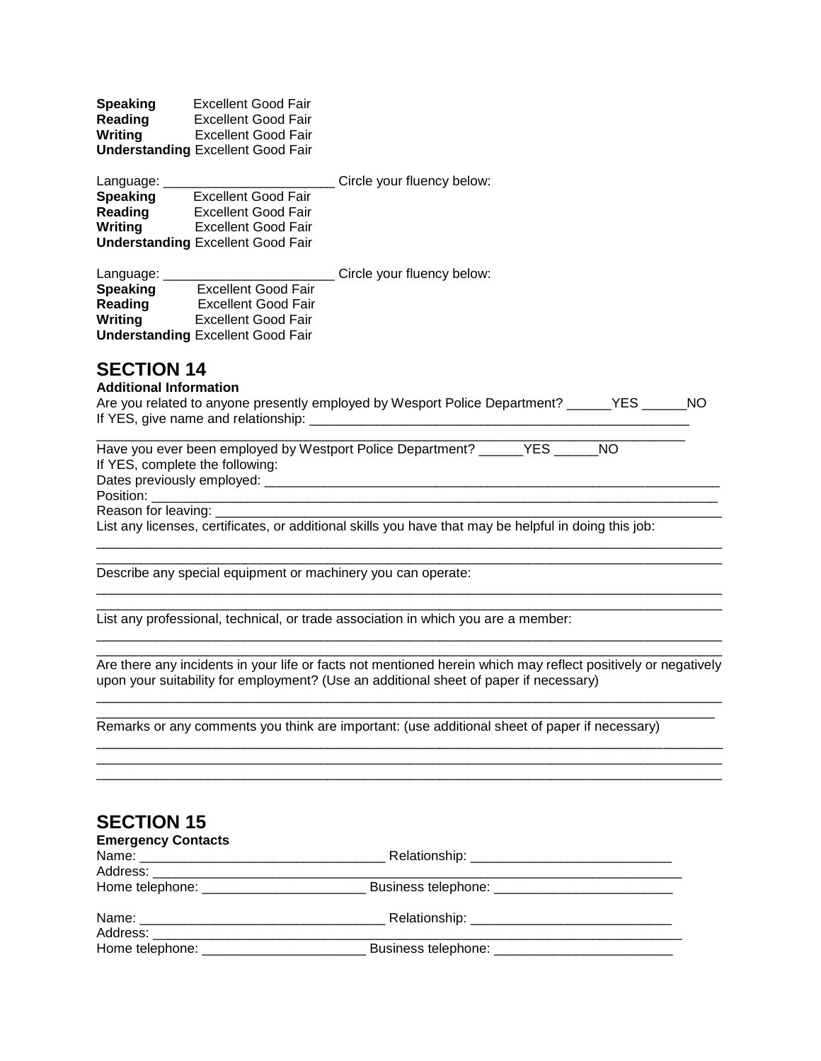**Speaking** Excellent Good Fair
**Reading** Excellent Good Fair
**Writing** Excellent Good Fair
**Understanding** Excellent Good Fair

Language: _______________________ Circle your fluency below:
**Speaking** Excellent Good Fair
**Reading** Excellent Good Fair
**Writing** Excellent Good Fair
**Understanding** Excellent Good Fair

Language: _______________________ Circle your fluency below:
**Speaking** Excellent Good Fair
**Reading** Excellent Good Fair
**Writing** Excellent Good Fair
**Understanding** Excellent Good Fair

## SECTION 14

**Additional Information**

Are you related to anyone presently employed by Wesport Police Department? ______YES ______NO
If YES, give name and relationship: ___________________________________________________
________________________________________________________________________________
Have you ever been employed by Westport Police Department? ______YES ______NO
If YES, complete the following:
Dates previously employed: ______________________________________________________________
Position: ________________________________________________________________________
Reason for leaving: ___________________________________________________________________
List any licenses, certificates, or additional skills you have that may be helpful in doing this job:
________________________________________________________________________________
________________________________________________________________________________
Describe any special equipment or machinery you can operate:
________________________________________________________________________________
________________________________________________________________________________
List any professional, technical, or trade association in which you are a member:
________________________________________________________________________________
________________________________________________________________________________
Are there any incidents in your life or facts not mentioned herein which may reflect positively or negatively upon your suitability for employment? (Use an additional sheet of paper if necessary)
________________________________________________________________________________
________________________________________________________________________________
Remarks or any comments you think are important: (use additional sheet of paper if necessary)
________________________________________________________________________________
________________________________________________________________________________
________________________________________________________________________________

## SECTION 15

**Emergency Contacts**

Name: _________________________________ Relationship: ___________________________
Address: _________________________________________________________________________
Home telephone: ______________________ Business telephone: ________________________

Name: _________________________________ Relationship: ___________________________
Address: _________________________________________________________________________
Home telephone: ______________________ Business telephone: ________________________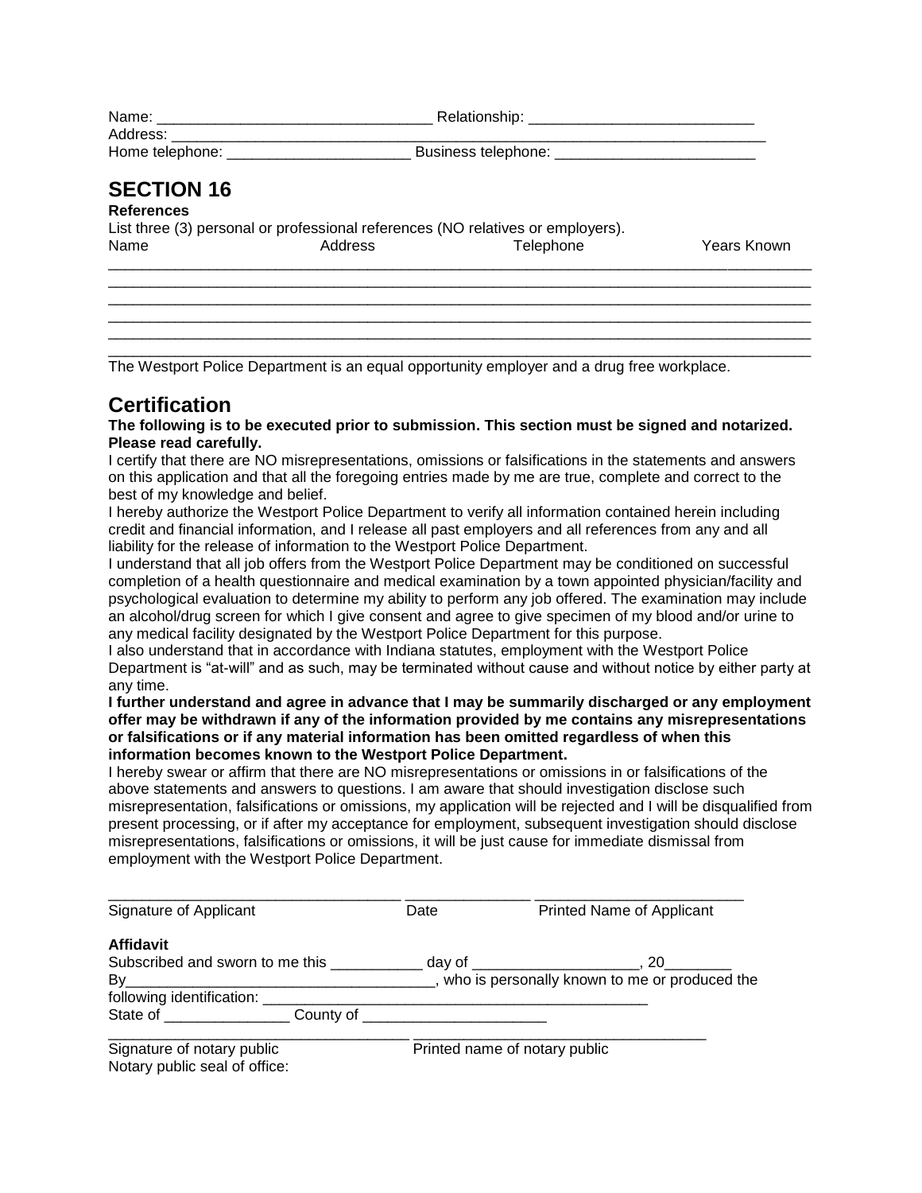Name: ________________________________ Relationship: ___________________________
Address: ___________________________________________________________________________
Home telephone: ______________________ Business telephone: ________________________

## SECTION 16

**References**

List three (3) personal or professional references (NO relatives or employers).

| Name | Address | Telephone | Years Known |
|---|---|---|---|
| | | | |
| | | | |
| | | | |
| | | | |
| | | | |
| | | | |

The Westport Police Department is an equal opportunity employer and a drug free workplace.

## Certification

**The following is to be executed prior to submission. This section must be signed and notarized. Please read carefully.**

I certify that there are NO misrepresentations, omissions or falsifications in the statements and answers on this application and that all the foregoing entries made by me are true, complete and correct to the best of my knowledge and belief.

I hereby authorize the Westport Police Department to verify all information contained herein including credit and financial information, and I release all past employers and all references from any and all liability for the release of information to the Westport Police Department.

I understand that all job offers from the Westport Police Department may be conditioned on successful completion of a health questionnaire and medical examination by a town appointed physician/facility and psychological evaluation to determine my ability to perform any job offered. The examination may include an alcohol/drug screen for which I give consent and agree to give specimen of my blood and/or urine to any medical facility designated by the Westport Police Department for this purpose.

I also understand that in accordance with Indiana statutes, employment with the Westport Police Department is "at-will" and as such, may be terminated without cause and without notice by either party at any time.

**I further understand and agree in advance that I may be summarily discharged or any employment offer may be withdrawn if any of the information provided by me contains any misrepresentations or falsifications or if any material information has been omitted regardless of when this information becomes known to the Westport Police Department.**

I hereby swear or affirm that there are NO misrepresentations or omissions in or falsifications of the above statements and answers to questions. I am aware that should investigation disclose such misrepresentation, falsifications or omissions, my application will be rejected and I will be disqualified from present processing, or if after my acceptance for employment, subsequent investigation should disclose misrepresentations, falsifications or omissions, it will be just cause for immediate dismissal from employment with the Westport Police Department.

__________________________________ ______________ ________________________
Signature of Applicant Date Printed Name of Applicant

**Affidavit**

Subscribed and sworn to me this ___________ day of ___________________, 20________
By____________________________________, who is personally known to me or produced the following identification: _____________________________________________
State of _______________ County of ______________________

____________________________________ ____________________________________
Signature of notary public Printed name of notary public
Notary public seal of office: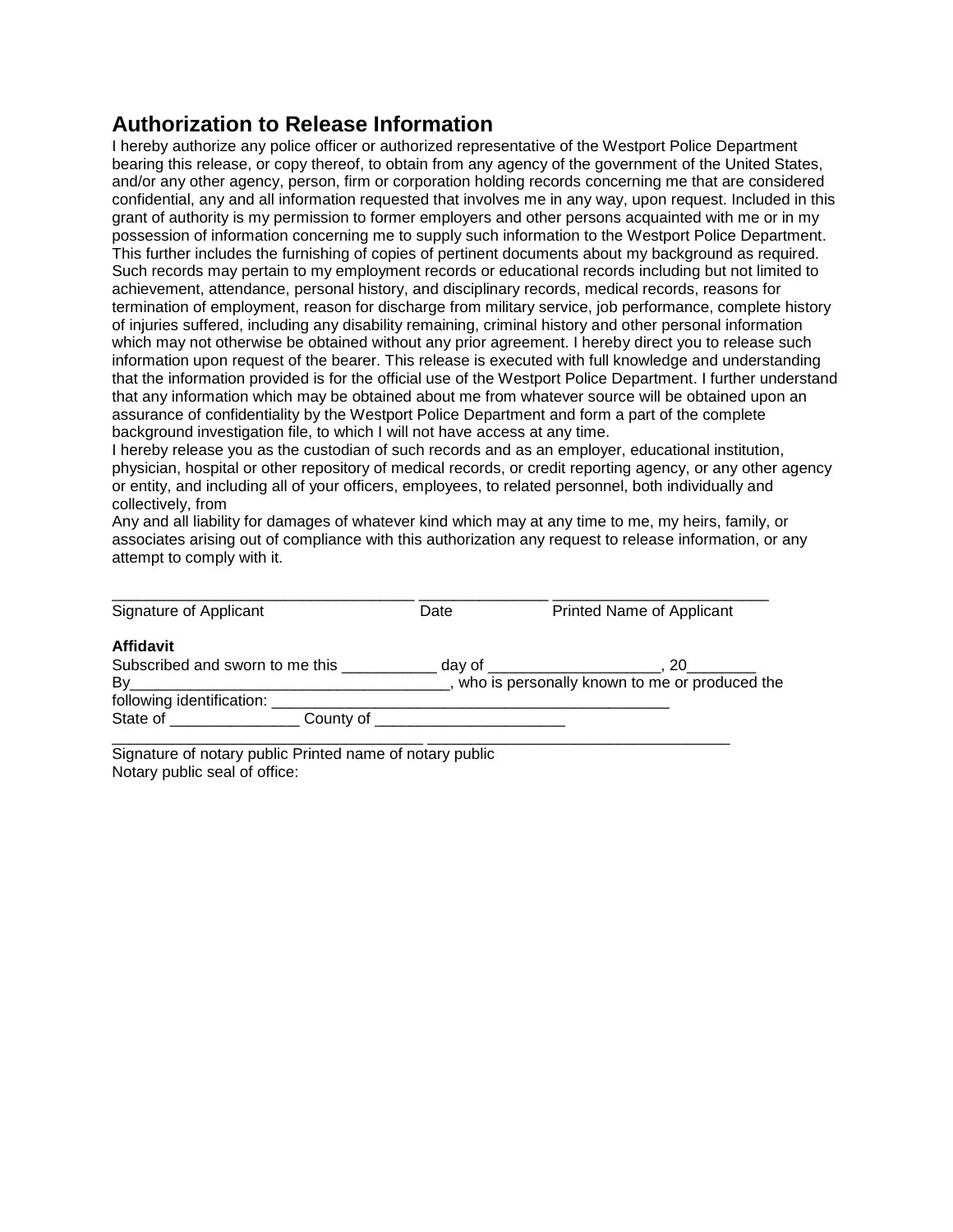## Authorization to Release Information

I hereby authorize any police officer or authorized representative of the Westport Police Department bearing this release, or copy thereof, to obtain from any agency of the government of the United States, and/or any other agency, person, firm or corporation holding records concerning me that are considered confidential, any and all information requested that involves me in any way, upon request. Included in this grant of authority is my permission to former employers and other persons acquainted with me or in my possession of information concerning me to supply such information to the Westport Police Department. This further includes the furnishing of copies of pertinent documents about my background as required. Such records may pertain to my employment records or educational records including but not limited to achievement, attendance, personal history, and disciplinary records, medical records, reasons for termination of employment, reason for discharge from military service, job performance, complete history of injuries suffered, including any disability remaining, criminal history and other personal information which may not otherwise be obtained without any prior agreement. I hereby direct you to release such information upon request of the bearer. This release is executed with full knowledge and understanding that the information provided is for the official use of the Westport Police Department. I further understand that any information which may be obtained about me from whatever source will be obtained upon an assurance of confidentiality by the Westport Police Department and form a part of the complete background investigation file, to which I will not have access at any time.

I hereby release you as the custodian of such records and as an employer, educational institution, physician, hospital or other repository of medical records, or credit reporting agency, or any other agency or entity, and including all of your officers, employees, to related personnel, both individually and collectively, from

Any and all liability for damages of whatever kind which may at any time to me, my heirs, family, or associates arising out of compliance with this authorization any request to release information, or any attempt to comply with it.

___________________________________ _______________ _________________________
Signature of Applicant Date Printed Name of Applicant

**Affidavit**

Subscribed and sworn to me this ___________ day of ___________________, 20________

By____________________________________, who is personally known to me or produced the following identification: ______________________________________________

State of _______________ County of _____________________

___________________________________ __________________________________
Signature of notary public Printed name of notary public

Notary public seal of office: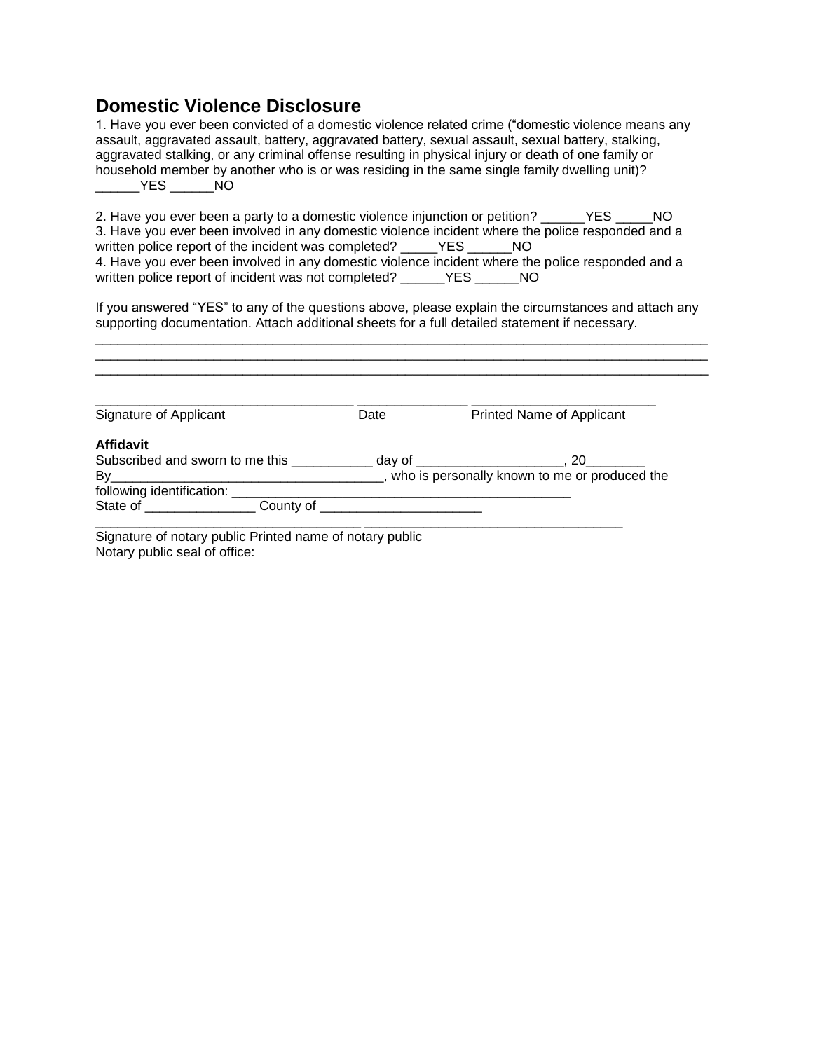## Domestic Violence Disclosure

1. Have you ever been convicted of a domestic violence related crime ("domestic violence means any assault, aggravated assault, battery, aggravated battery, sexual assault, sexual battery, stalking, aggravated stalking, or any criminal offense resulting in physical injury or death of one family or household member by another who is or was residing in the same single family dwelling unit)?
______YES ______NO

2. Have you ever been a party to a domestic violence injunction or petition? ______YES _____NO
3. Have you ever been involved in any domestic violence incident where the police responded and a written police report of the incident was completed? _____YES ______NO
4. Have you ever been involved in any domestic violence incident where the police responded and a written police report of incident was not completed? ______YES ______NO

If you answered "YES" to any of the questions above, please explain the circumstances and attach any supporting documentation. Attach additional sheets for a full detailed statement if necessary.

______________________________________________________________________________________
______________________________________________________________________________________
______________________________________________________________________________________

___________________________________ _______________ _________________________
Signature of Applicant Date Printed Name of Applicant

**Affidavit**

Subscribed and sworn to me this ___________ day of ___________________, 20________
By_____________________________________, who is personally known to me or produced the following identification: _____________________________________________
State of _______________ County of _____________________

__________________________________ __________________________________
Signature of notary public Printed name of notary public
Notary public seal of office: